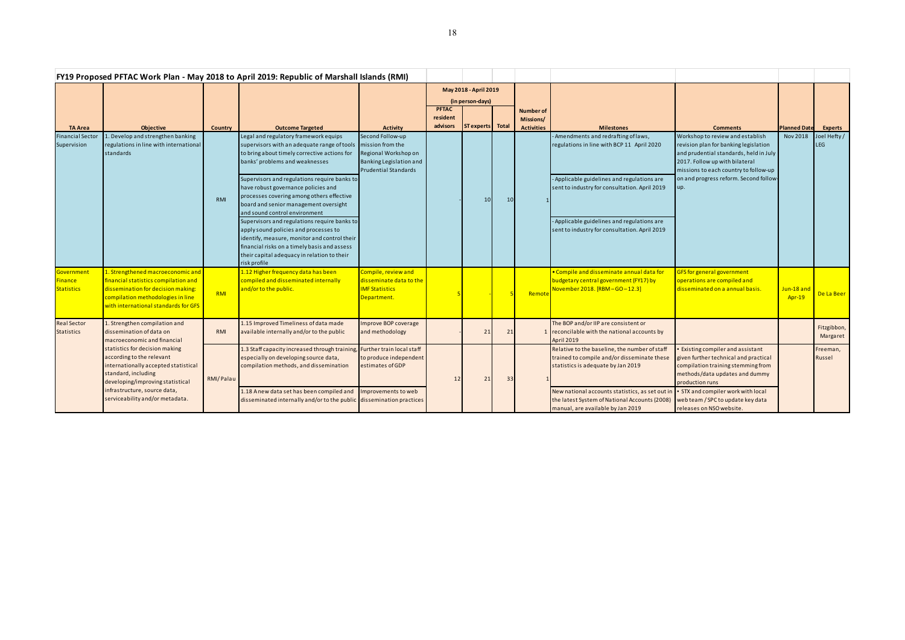## FY19 Proposed PFTAC Work Plan - May 2018 to April 2019: Republic of Marshall Islands (RMI)

| TA Area | Objective | Country | Outcome Targeted | Activity | May 2018 - April 2019 (in person-days) PFTAC resident advisors | ST experts | Total | Number of Missions/ Activities | Milestones | Comments | Planned Date | Experts |
|---|---|---|---|---|---|---|---|---|---|---|---|---|
| Financial Sector Supervision | 1. Develop and strengthen banking regulations in line with international standards | RMI | Legal and regulatory framework equips supervisors with an adequate range of tools to bring about timely corrective actions for banks' problems and weaknesses | Second Follow-up mission from the Regional Workshop on Banking Legislation and Prudential Standards | - | 10 | 10 | 1 | - Amendments and redrafting of laws, regulations in line with BCP 11 April 2020 | Workshop to review and establish revision plan for banking legislation and prudential standards, held in July 2017. Follow up with bilateral missions to each country to follow-up on and progress reform. Second follow-up. | Nov 2018 | Joel Hefty / LEG |
| | | | Supervisors and regulations require banks to have robust governance policies and processes covering among others effective board and senior management oversight and sound control environment | | | | | | - Applicable guidelines and regulations are sent to industry for consultation. April 2019 | | | |
| | | | Supervisors and regulations require banks to apply sound policies and processes to identify, measure, monitor and control their financial risks on a timely basis and assess their capital adequacy in relation to their risk profile | | | | | | - Applicable guidelines and regulations are sent to industry for consultation. April 2019 | | | |
| Government Finance Statistics | 1. Strengthened macroeconomic and financial statistics compilation and dissemination for decision making: compilation methodologies in line with international standards for GFS | RMI | 1.12 Higher frequency data has been compiled and disseminated internally and/or to the public. | Compile, review and disseminate data to the IMF Statistics Department. | 5 | - | 5 | Remote | • Compile and disseminate annual data for budgetary central government (FY17) by November 2018. [RBM – GO – 12.3] | GFS for general government operations are compiled and disseminated on a annual basis. | Jun-18 and Apr-19 | De La Beer |
| Real Sector Statistics | 1. Strengthen compilation and dissemination of data on macroeconomic and financial statistics for decision making according to the relevant internationally accepted statistical standard, including developing/improving statistical infrastructure, source data, serviceability and/or metadata. | RMI | 1.15 Improved Timeliness of data made available internally and/or to the public | Improve BOP coverage and methodology | - | 21 | 21 | 1 | The BOP and/or IIP are consistent or reconcilable with the national accounts by April 2019 | | | Fitzgibbon, Margaret |
| | | RMI/ Palau | 1.3 Staff capacity increased through training, especially on developing source data, compilation methods, and dissemination | Further train local staff to produce independent estimates of GDP | 12 | 21 | 33 | 1 | Relative to the baseline, the number of staff trained to compile and/or disseminate these statistics is adequate by Jan 2019 | • Existing compiler and assistant given further technical and practical compilation training stemming from methods/data updates and dummy production runs | | Freeman, Russel |
| | | | 1.18 A new data set has been compiled and disseminated internally and/or to the public | Improvements to web dissemination practices | | | | | New national accounts statistics, as set out in the latest System of National Accounts (2008) manual, are available by Jan 2019 | • STX and compiler work with local web team / SPC to update key data releases on NSO website. | | |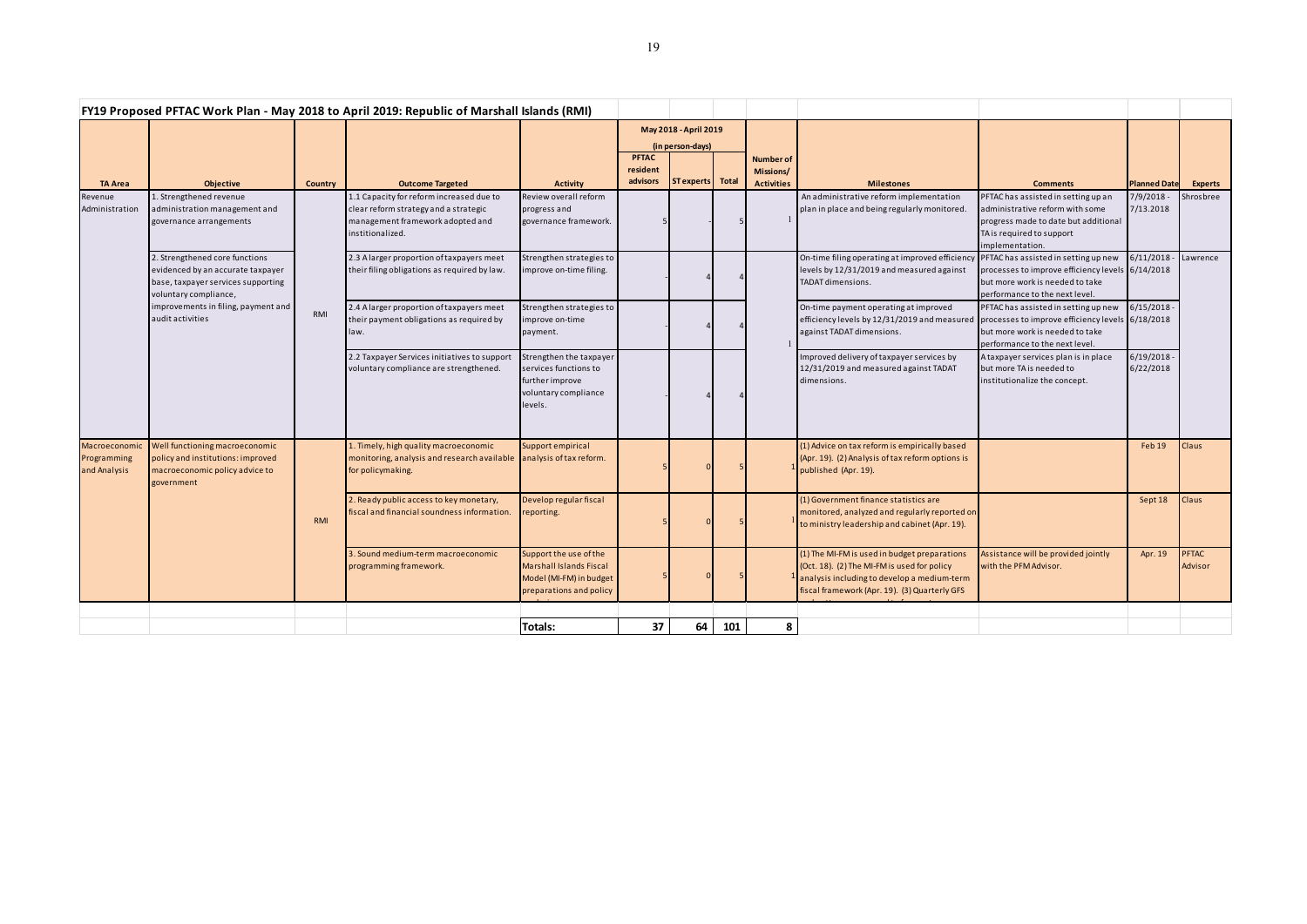## FY19 Proposed PFTAC Work Plan - May 2018 to April 2019: Republic of Marshall Islands (RMI)

| TA Area | Objective | Country | Outcome Targeted | Activity | May 2018 - April 2019 (in person-days) PFTAC resident advisors | ST experts | Total | Number of Missions/ Activities | Milestones | Comments | Planned Date | Experts |
|---|---|---|---|---|---|---|---|---|---|---|---|---|
| Revenue Administration | 1. Strengthened revenue administration management and governance arrangements | RMI | 1.1 Capacity for reform increased due to clear reform strategy and a strategic management framework adopted and institutionalized. | Review overall reform progress and governance framework. | 5 | - | 5 | 1 | An administrative reform implementation plan in place and being regularly monitored. | PFTAC has assisted in setting up an administrative reform with some progress made to date but additional TA is required to support implementation. | 7/9/2018 - 7/13.2018 | Shrosbree |
| | 2. Strengthened core functions evidenced by an accurate taxpayer base, taxpayer services supporting voluntary compliance, improvements in filing, payment and audit activities | | 2.3 A larger proportion of taxpayers meet their filing obligations as required by law. | Strengthen strategies to improve on-time filing. | - | 4 | 4 | 1 | On-time filing operating at improved efficiency levels by 12/31/2019 and measured against TADAT dimensions. | PFTAC has assisted in setting up new processes to improve efficiency levels but more work is needed to take performance to the next level. | 6/11/2018 - 6/14/2018 | Lawrence |
| | | | 2.4 A larger proportion of taxpayers meet their payment obligations as required by law. | Strengthen strategies to improve on-time payment. | - | 4 | 4 | | On-time payment operating at improved efficiency levels by 12/31/2019 and measured against TADAT dimensions. | PFTAC has assisted in setting up new processes to improve efficiency levels but more work is needed to take performance to the next level. | 6/15/2018 - 6/18/2018 | |
| | | | 2.2 Taxpayer Services initiatives to support voluntary compliance are strengthened. | Strengthen the taxpayer services functions to further improve voluntary compliance levels. | - | 4 | 4 | | Improved delivery of taxpayer services by 12/31/2019 and measured against TADAT dimensions. | A taxpayer services plan is in place but more TA is needed to institutionalize the concept. | 6/19/2018 - 6/22/2018 | |
| Macroeconomic Programming and Analysis | Well functioning macroeconomic policy and institutions: improved macroeconomic policy advice to government | RMI | 1. Timely, high quality macroeconomic monitoring, analysis and research available for policymaking. | Support empirical analysis of tax reform. | 5 | 0 | 5 | 1 | (1) Advice on tax reform is empirically based (Apr. 19). (2) Analysis of tax reform options is published (Apr. 19). | | Feb 19 | Claus |
| | | | 2. Ready public access to key monetary, fiscal and financial soundness information. | Develop regular fiscal reporting. | 5 | 0 | 5 | 1 | (1) Government finance statistics are monitored, analyzed and regularly reported on to ministry leadership and cabinet (Apr. 19). | | Sept 18 | Claus |
| | | | 3. Sound medium-term macroeconomic programming framework. | Support the use of the Marshall Islands Fiscal Model (MI-FM) in budget preparations and policy | 5 | 0 | 5 | 1 | (1) The MI-FM is used in budget preparations (Oct. 18). (2) The MI-FM is used for policy analysis including to develop a medium-term fiscal framework (Apr. 19). (3) Quarterly GFS | Assistance will be provided jointly with the PFM Advisor. | Apr. 19 | PFTAC Advisor |
| | | | | **Totals:** | **37** | **64** | **101** | **8** | | | | |